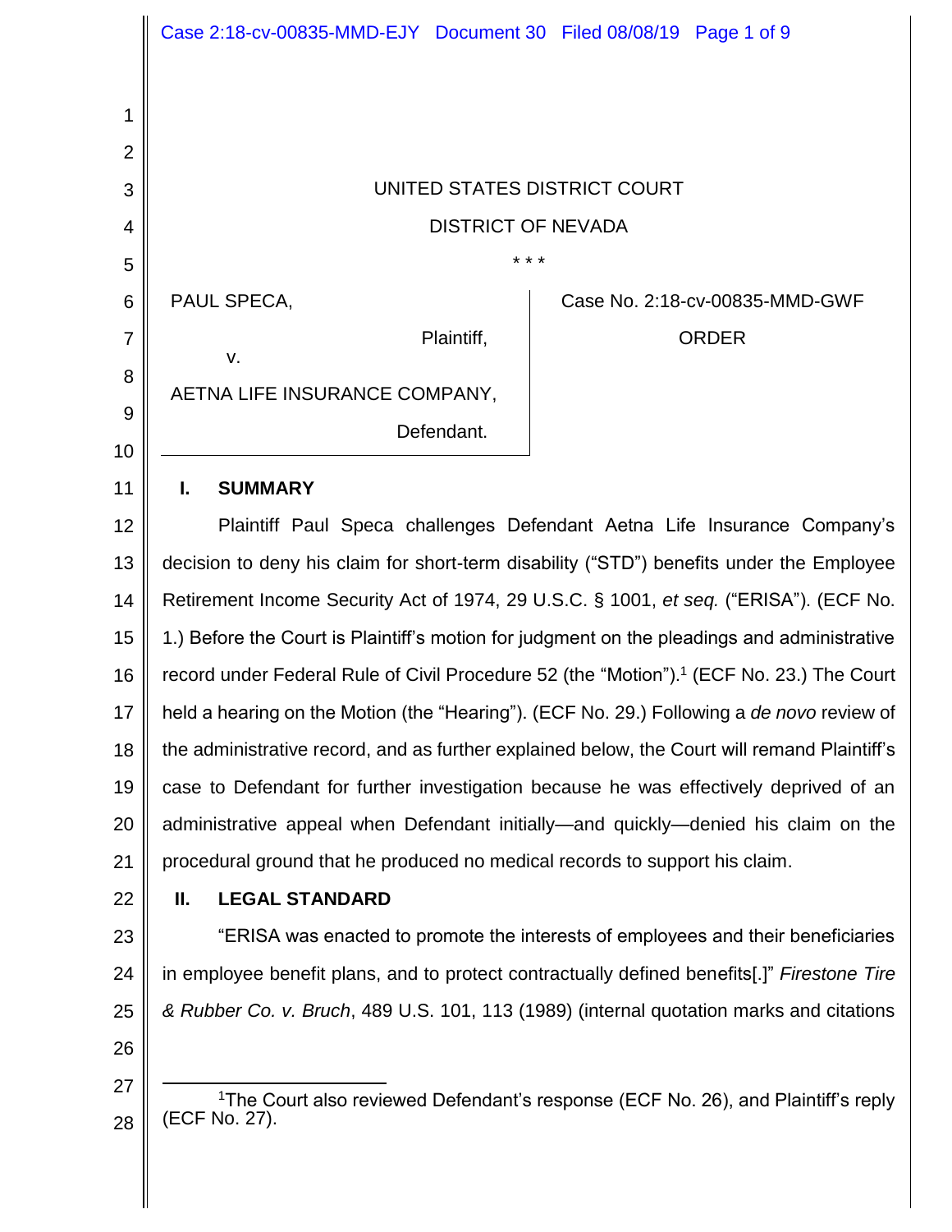UNITED STATES DISTRICT COURT

DISTRICT OF NEVADA

\* \* \*

PAUL SPECA,

Plaintiff,

v.

AETNA LIFE INSURANCE COMPANY,

Defendant.

Case No. 2:18-cv-00835-MMD-GWF

ORDER

## I. SUMMARY

Plaintiff Paul Speca challenges Defendant Aetna Life Insurance Company's decision to deny his claim for short-term disability ("STD") benefits under the Employee Retirement Income Security Act of 1974, 29 U.S.C. § 1001, *et seq.* ("ERISA"). (ECF No. 1.) Before the Court is Plaintiff's motion for judgment on the pleadings and administrative record under Federal Rule of Civil Procedure 52 (the "Motion").[1] (ECF No. 23.) The Court held a hearing on the Motion (the "Hearing"). (ECF No. 29.) Following a *de novo* review of the administrative record, and as further explained below, the Court will remand Plaintiff's case to Defendant for further investigation because he was effectively deprived of an administrative appeal when Defendant initially—and quickly—denied his claim on the procedural ground that he produced no medical records to support his claim.

## II. LEGAL STANDARD

"ERISA was enacted to promote the interests of employees and their beneficiaries in employee benefit plans, and to protect contractually defined benefits[.]" *Firestone Tire & Rubber Co. v. Bruch*, 489 U.S. 101, 113 (1989) (internal quotation marks and citations

[1]The Court also reviewed Defendant's response (ECF No. 26), and Plaintiff's reply (ECF No. 27).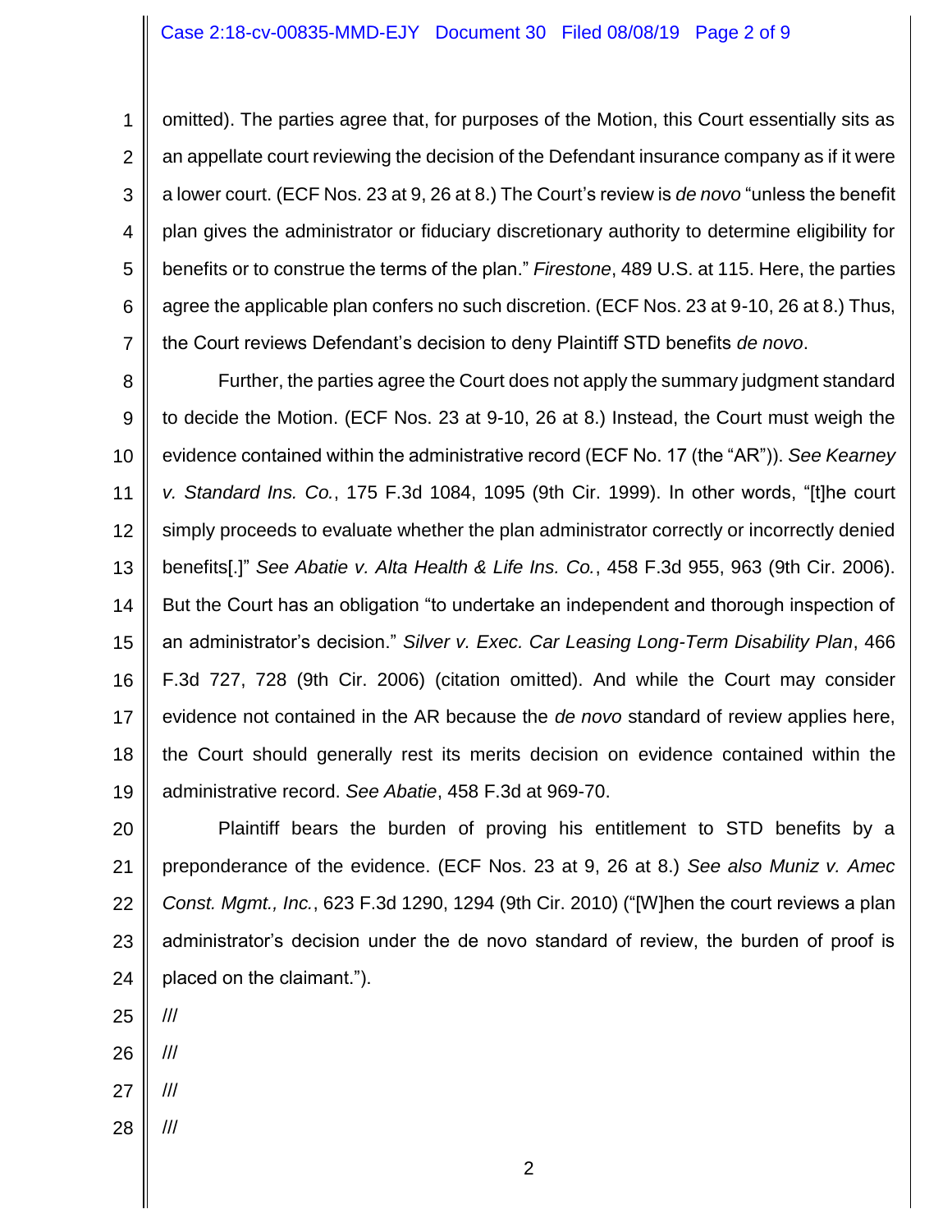omitted). The parties agree that, for purposes of the Motion, this Court essentially sits as an appellate court reviewing the decision of the Defendant insurance company as if it were a lower court. (ECF Nos. 23 at 9, 26 at 8.) The Court's review is *de novo* "unless the benefit plan gives the administrator or fiduciary discretionary authority to determine eligibility for benefits or to construe the terms of the plan." *Firestone*, 489 U.S. at 115. Here, the parties agree the applicable plan confers no such discretion. (ECF Nos. 23 at 9-10, 26 at 8.) Thus, the Court reviews Defendant's decision to deny Plaintiff STD benefits *de novo*.

Further, the parties agree the Court does not apply the summary judgment standard to decide the Motion. (ECF Nos. 23 at 9-10, 26 at 8.) Instead, the Court must weigh the evidence contained within the administrative record (ECF No. 17 (the "AR")). *See Kearney v. Standard Ins. Co.*, 175 F.3d 1084, 1095 (9th Cir. 1999). In other words, "[t]he court simply proceeds to evaluate whether the plan administrator correctly or incorrectly denied benefits[.]" *See Abatie v. Alta Health & Life Ins. Co.*, 458 F.3d 955, 963 (9th Cir. 2006). But the Court has an obligation "to undertake an independent and thorough inspection of an administrator's decision." *Silver v. Exec. Car Leasing Long-Term Disability Plan*, 466 F.3d 727, 728 (9th Cir. 2006) (citation omitted). And while the Court may consider evidence not contained in the AR because the *de novo* standard of review applies here, the Court should generally rest its merits decision on evidence contained within the administrative record. *See Abatie*, 458 F.3d at 969-70.

Plaintiff bears the burden of proving his entitlement to STD benefits by a preponderance of the evidence. (ECF Nos. 23 at 9, 26 at 8.) *See also Muniz v. Amec Const. Mgmt., Inc.*, 623 F.3d 1290, 1294 (9th Cir. 2010) ("[W]hen the court reviews a plan administrator's decision under the de novo standard of review, the burden of proof is placed on the claimant.").

///

///

///

///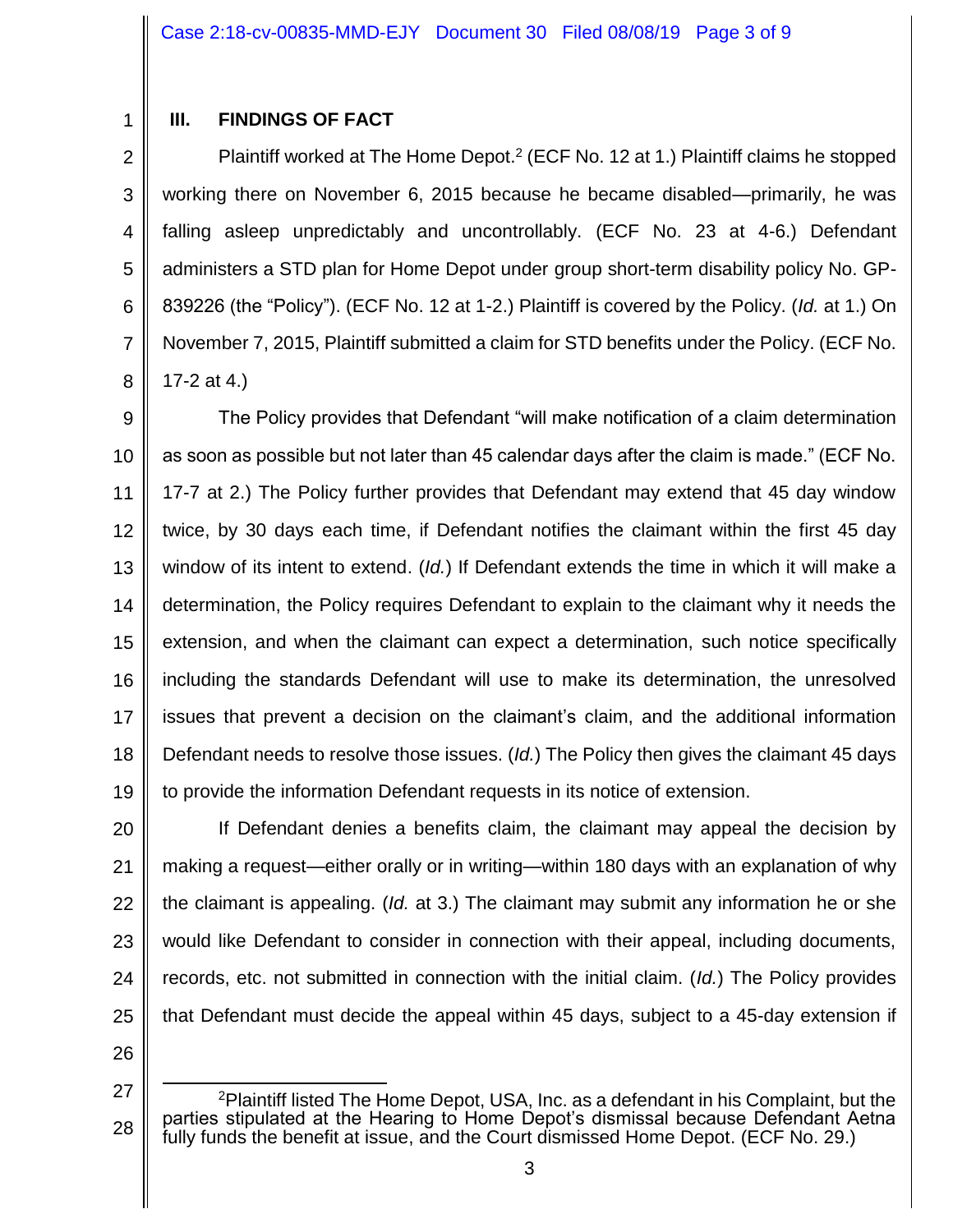### III. FINDINGS OF FACT

Plaintiff worked at The Home Depot.[2] (ECF No. 12 at 1.) Plaintiff claims he stopped working there on November 6, 2015 because he became disabled—primarily, he was falling asleep unpredictably and uncontrollably. (ECF No. 23 at 4-6.) Defendant administers a STD plan for Home Depot under group short-term disability policy No. GP-839226 (the "Policy"). (ECF No. 12 at 1-2.) Plaintiff is covered by the Policy. (*Id.* at 1.) On November 7, 2015, Plaintiff submitted a claim for STD benefits under the Policy. (ECF No. 17-2 at 4.)

The Policy provides that Defendant "will make notification of a claim determination as soon as possible but not later than 45 calendar days after the claim is made." (ECF No. 17-7 at 2.) The Policy further provides that Defendant may extend that 45 day window twice, by 30 days each time, if Defendant notifies the claimant within the first 45 day window of its intent to extend. (*Id.*) If Defendant extends the time in which it will make a determination, the Policy requires Defendant to explain to the claimant why it needs the extension, and when the claimant can expect a determination, such notice specifically including the standards Defendant will use to make its determination, the unresolved issues that prevent a decision on the claimant's claim, and the additional information Defendant needs to resolve those issues. (*Id.*) The Policy then gives the claimant 45 days to provide the information Defendant requests in its notice of extension.

If Defendant denies a benefits claim, the claimant may appeal the decision by making a request—either orally or in writing—within 180 days with an explanation of why the claimant is appealing. (*Id.* at 3.) The claimant may submit any information he or she would like Defendant to consider in connection with their appeal, including documents, records, etc. not submitted in connection with the initial claim. (*Id.*) The Policy provides that Defendant must decide the appeal within 45 days, subject to a 45-day extension if

---

[2] Plaintiff listed The Home Depot, USA, Inc. as a defendant in his Complaint, but the parties stipulated at the Hearing to Home Depot's dismissal because Defendant Aetna fully funds the benefit at issue, and the Court dismissed Home Depot. (ECF No. 29.)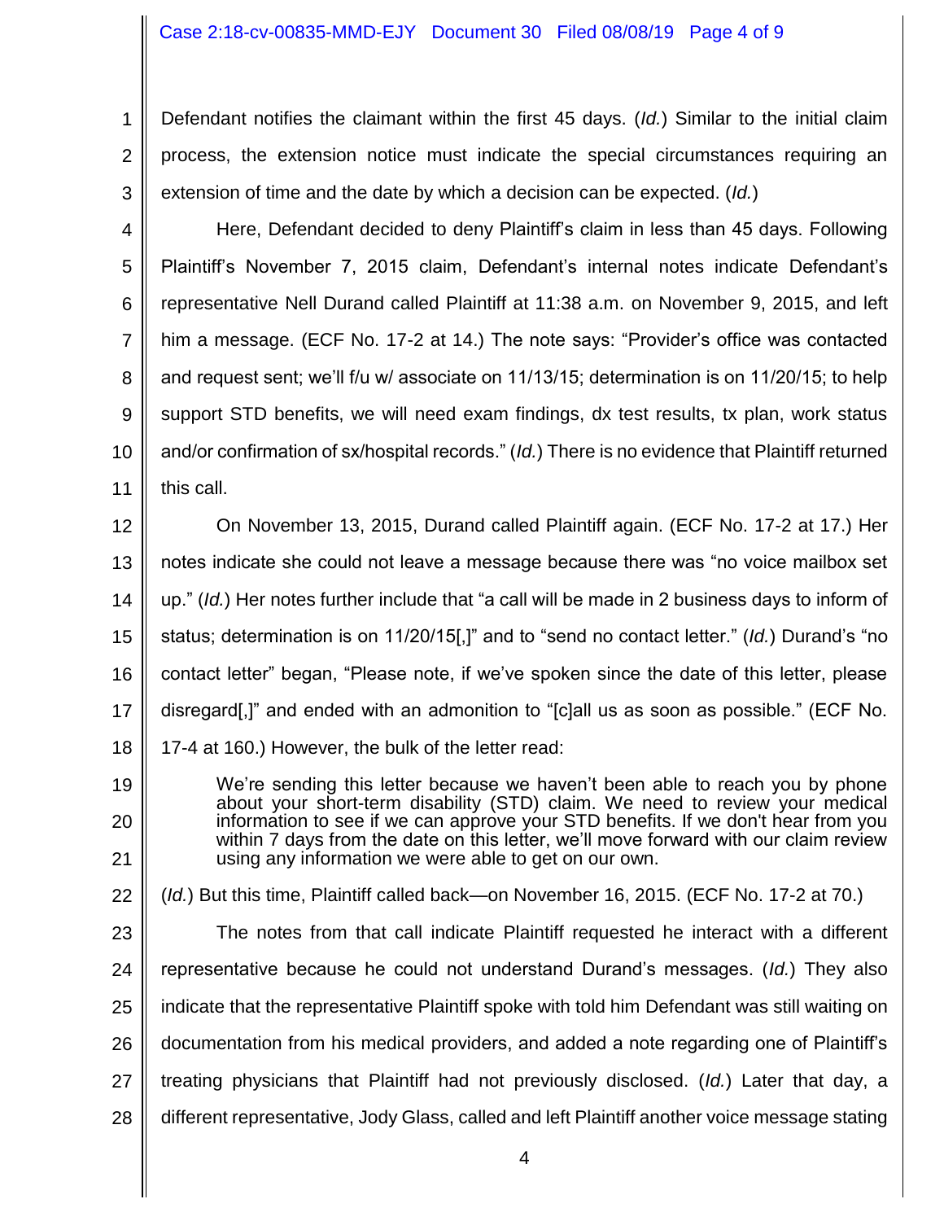Defendant notifies the claimant within the first 45 days. (*Id.*) Similar to the initial claim process, the extension notice must indicate the special circumstances requiring an extension of time and the date by which a decision can be expected. (*Id.*)

Here, Defendant decided to deny Plaintiff's claim in less than 45 days. Following Plaintiff's November 7, 2015 claim, Defendant's internal notes indicate Defendant's representative Nell Durand called Plaintiff at 11:38 a.m. on November 9, 2015, and left him a message. (ECF No. 17-2 at 14.) The note says: "Provider's office was contacted and request sent; we'll f/u w/ associate on 11/13/15; determination is on 11/20/15; to help support STD benefits, we will need exam findings, dx test results, tx plan, work status and/or confirmation of sx/hospital records." (*Id.*) There is no evidence that Plaintiff returned this call.

On November 13, 2015, Durand called Plaintiff again. (ECF No. 17-2 at 17.) Her notes indicate she could not leave a message because there was "no voice mailbox set up." (*Id.*) Her notes further include that "a call will be made in 2 business days to inform of status; determination is on 11/20/15[,]" and to "send no contact letter." (*Id.*) Durand's "no contact letter" began, "Please note, if we've spoken since the date of this letter, please disregard[,]" and ended with an admonition to "[c]all us as soon as possible." (ECF No. 17-4 at 160.) However, the bulk of the letter read:

> We're sending this letter because we haven't been able to reach you by phone about your short-term disability (STD) claim. We need to review your medical information to see if we can approve your STD benefits. If we don't hear from you within 7 days from the date on this letter, we'll move forward with our claim review using any information we were able to get on our own.

(*Id.*) But this time, Plaintiff called back—on November 16, 2015. (ECF No. 17-2 at 70.)

The notes from that call indicate Plaintiff requested he interact with a different representative because he could not understand Durand's messages. (*Id.*) They also indicate that the representative Plaintiff spoke with told him Defendant was still waiting on documentation from his medical providers, and added a note regarding one of Plaintiff's treating physicians that Plaintiff had not previously disclosed. (*Id.*) Later that day, a different representative, Jody Glass, called and left Plaintiff another voice message stating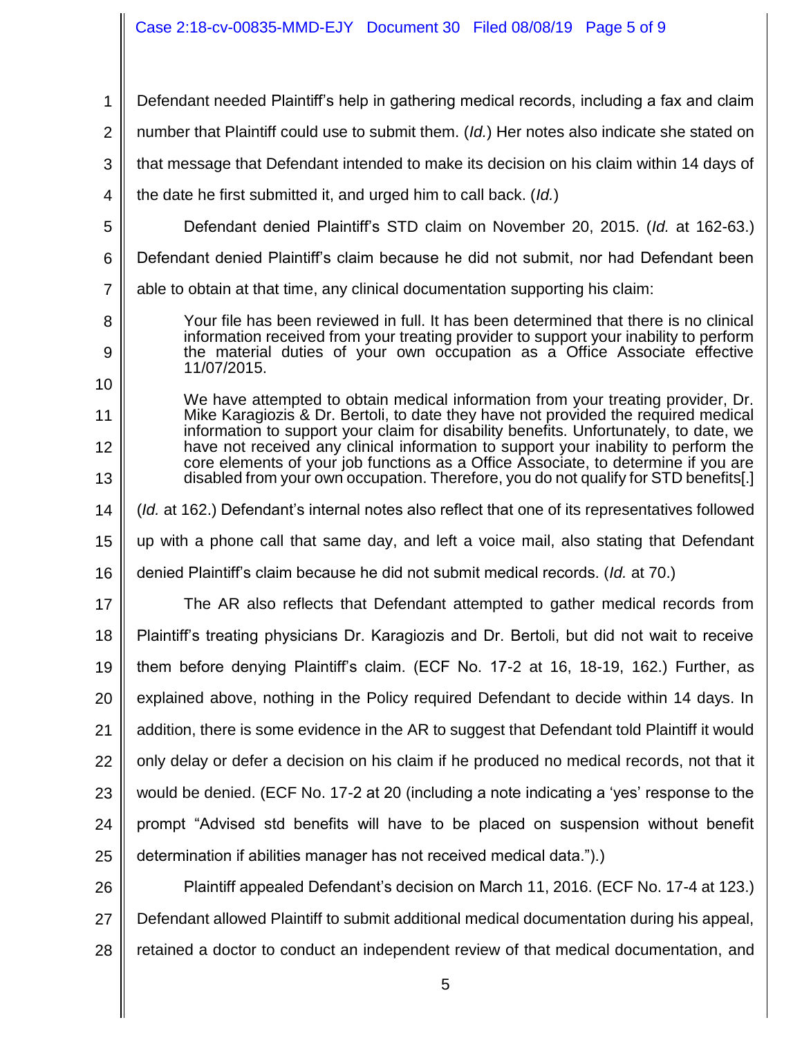Defendant needed Plaintiff's help in gathering medical records, including a fax and claim number that Plaintiff could use to submit them. (*Id.*) Her notes also indicate she stated on that message that Defendant intended to make its decision on his claim within 14 days of the date he first submitted it, and urged him to call back. (*Id.*)

Defendant denied Plaintiff's STD claim on November 20, 2015. (*Id.* at 162-63.) Defendant denied Plaintiff's claim because he did not submit, nor had Defendant been able to obtain at that time, any clinical documentation supporting his claim:

> Your file has been reviewed in full. It has been determined that there is no clinical information received from your treating provider to support your inability to perform the material duties of your own occupation as a Office Associate effective 11/07/2015.
>
> We have attempted to obtain medical information from your treating provider, Dr. Mike Karagiozis & Dr. Bertoli, to date they have not provided the required medical information to support your claim for disability benefits. Unfortunately, to date, we have not received any clinical information to support your inability to perform the core elements of your job functions as a Office Associate, to determine if you are disabled from your own occupation. Therefore, you do not qualify for STD benefits[.]

(*Id.* at 162.) Defendant's internal notes also reflect that one of its representatives followed up with a phone call that same day, and left a voice mail, also stating that Defendant denied Plaintiff's claim because he did not submit medical records. (*Id.* at 70.)

The AR also reflects that Defendant attempted to gather medical records from Plaintiff's treating physicians Dr. Karagiozis and Dr. Bertoli, but did not wait to receive them before denying Plaintiff's claim. (ECF No. 17-2 at 16, 18-19, 162.) Further, as explained above, nothing in the Policy required Defendant to decide within 14 days. In addition, there is some evidence in the AR to suggest that Defendant told Plaintiff it would only delay or defer a decision on his claim if he produced no medical records, not that it would be denied. (ECF No. 17-2 at 20 (including a note indicating a 'yes' response to the prompt "Advised std benefits will have to be placed on suspension without benefit determination if abilities manager has not received medical data.").)

Plaintiff appealed Defendant's decision on March 11, 2016. (ECF No. 17-4 at 123.) Defendant allowed Plaintiff to submit additional medical documentation during his appeal, retained a doctor to conduct an independent review of that medical documentation, and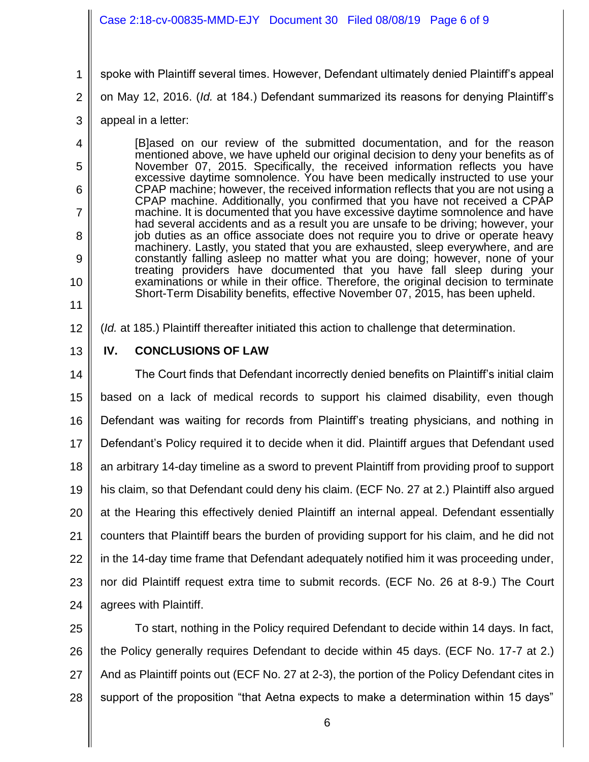spoke with Plaintiff several times. However, Defendant ultimately denied Plaintiff's appeal on May 12, 2016. (*Id.* at 184.) Defendant summarized its reasons for denying Plaintiff's appeal in a letter:

> [B]ased on our review of the submitted documentation, and for the reason mentioned above, we have upheld our original decision to deny your benefits as of November 07, 2015. Specifically, the received information reflects you have excessive daytime somnolence. You have been medically instructed to use your CPAP machine; however, the received information reflects that you are not using a CPAP machine. Additionally, you confirmed that you have not received a CPAP machine. It is documented that you have excessive daytime somnolence and have had several accidents and as a result you are unsafe to be driving; however, your job duties as an office associate does not require you to drive or operate heavy machinery. Lastly, you stated that you are exhausted, sleep everywhere, and are constantly falling asleep no matter what you are doing; however, none of your treating providers have documented that you have fall sleep during your examinations or while in their office. Therefore, the original decision to terminate Short-Term Disability benefits, effective November 07, 2015, has been upheld.

(*Id.* at 185.) Plaintiff thereafter initiated this action to challenge that determination.

## IV. CONCLUSIONS OF LAW

The Court finds that Defendant incorrectly denied benefits on Plaintiff's initial claim based on a lack of medical records to support his claimed disability, even though Defendant was waiting for records from Plaintiff's treating physicians, and nothing in Defendant's Policy required it to decide when it did. Plaintiff argues that Defendant used an arbitrary 14-day timeline as a sword to prevent Plaintiff from providing proof to support his claim, so that Defendant could deny his claim. (ECF No. 27 at 2.) Plaintiff also argued at the Hearing this effectively denied Plaintiff an internal appeal. Defendant essentially counters that Plaintiff bears the burden of providing support for his claim, and he did not in the 14-day time frame that Defendant adequately notified him it was proceeding under, nor did Plaintiff request extra time to submit records. (ECF No. 26 at 8-9.) The Court agrees with Plaintiff.

To start, nothing in the Policy required Defendant to decide within 14 days. In fact, the Policy generally requires Defendant to decide within 45 days. (ECF No. 17-7 at 2.) And as Plaintiff points out (ECF No. 27 at 2-3), the portion of the Policy Defendant cites in support of the proposition "that Aetna expects to make a determination within 15 days"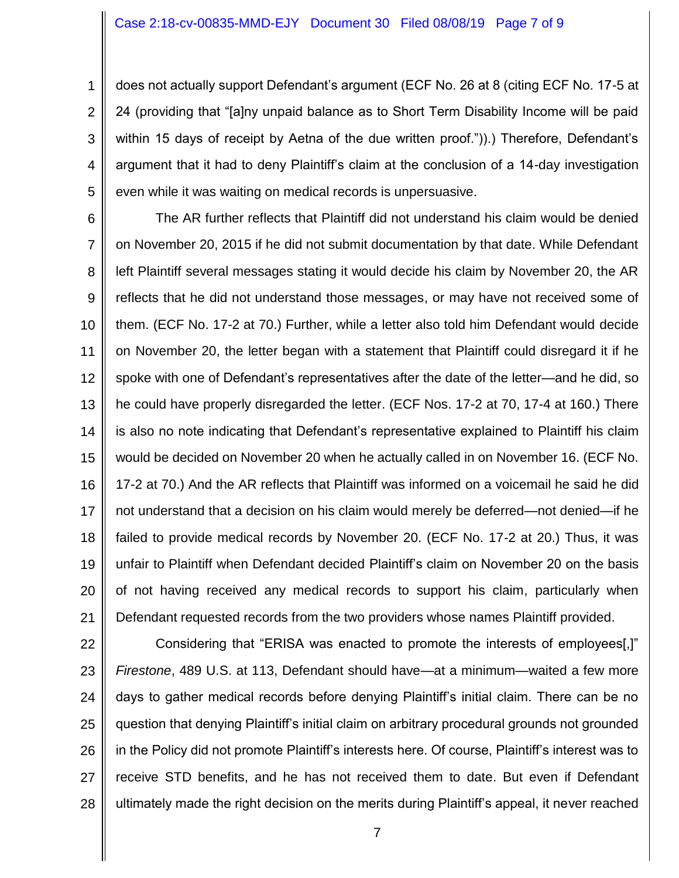does not actually support Defendant's argument (ECF No. 26 at 8 (citing ECF No. 17-5 at 24 (providing that "[a]ny unpaid balance as to Short Term Disability Income will be paid within 15 days of receipt by Aetna of the due written proof.")).) Therefore, Defendant's argument that it had to deny Plaintiff's claim at the conclusion of a 14-day investigation even while it was waiting on medical records is unpersuasive.

The AR further reflects that Plaintiff did not understand his claim would be denied on November 20, 2015 if he did not submit documentation by that date. While Defendant left Plaintiff several messages stating it would decide his claim by November 20, the AR reflects that he did not understand those messages, or may have not received some of them. (ECF No. 17-2 at 70.) Further, while a letter also told him Defendant would decide on November 20, the letter began with a statement that Plaintiff could disregard it if he spoke with one of Defendant's representatives after the date of the letter—and he did, so he could have properly disregarded the letter. (ECF Nos. 17-2 at 70, 17-4 at 160.) There is also no note indicating that Defendant's representative explained to Plaintiff his claim would be decided on November 20 when he actually called in on November 16. (ECF No. 17-2 at 70.) And the AR reflects that Plaintiff was informed on a voicemail he said he did not understand that a decision on his claim would merely be deferred—not denied—if he failed to provide medical records by November 20. (ECF No. 17-2 at 20.) Thus, it was unfair to Plaintiff when Defendant decided Plaintiff's claim on November 20 on the basis of not having received any medical records to support his claim, particularly when Defendant requested records from the two providers whose names Plaintiff provided.

Considering that "ERISA was enacted to promote the interests of employees[,]" *Firestone*, 489 U.S. at 113, Defendant should have—at a minimum—waited a few more days to gather medical records before denying Plaintiff's initial claim. There can be no question that denying Plaintiff's initial claim on arbitrary procedural grounds not grounded in the Policy did not promote Plaintiff's interests here. Of course, Plaintiff's interest was to receive STD benefits, and he has not received them to date. But even if Defendant ultimately made the right decision on the merits during Plaintiff's appeal, it never reached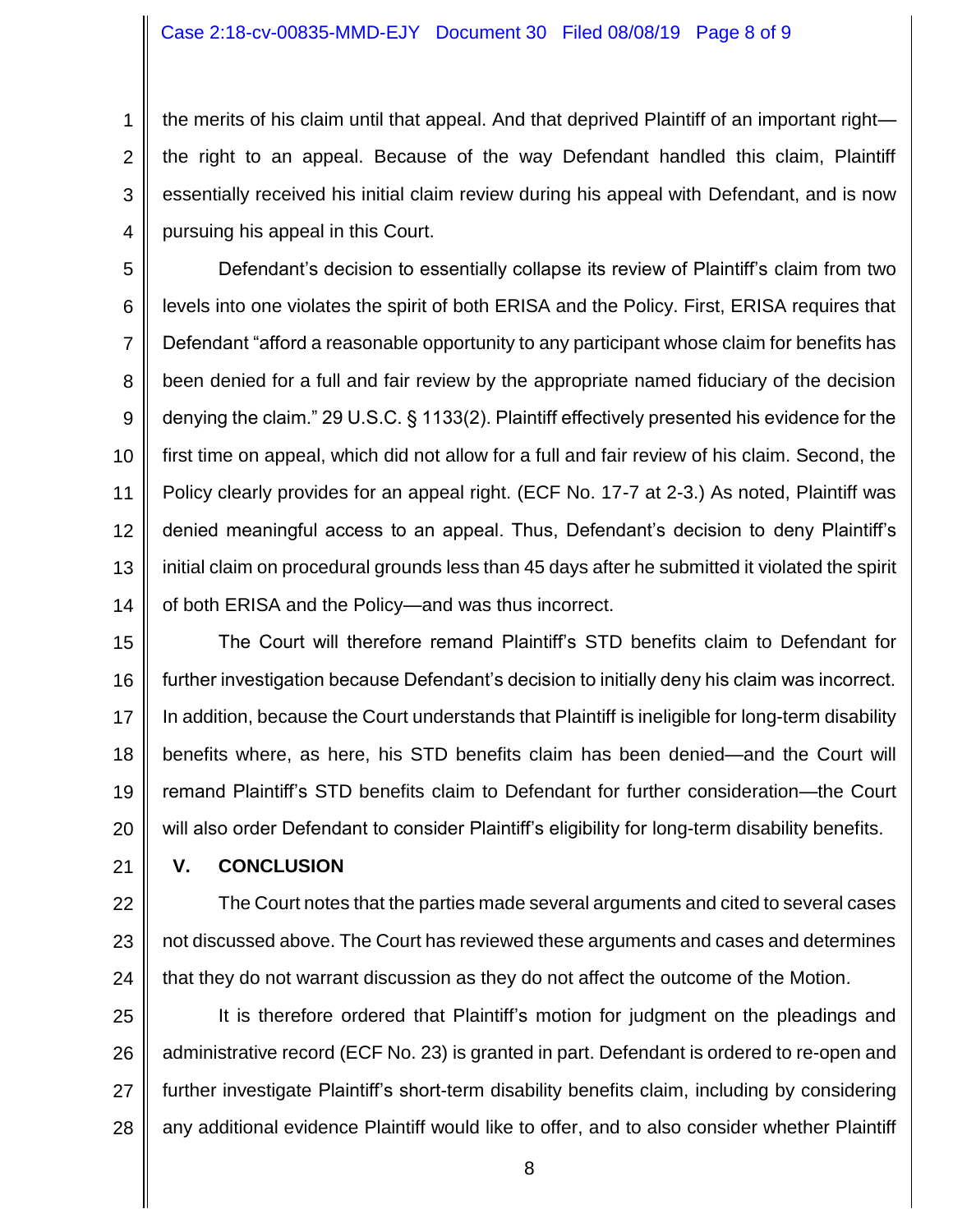the merits of his claim until that appeal. And that deprived Plaintiff of an important right—the right to an appeal. Because of the way Defendant handled this claim, Plaintiff essentially received his initial claim review during his appeal with Defendant, and is now pursuing his appeal in this Court.

Defendant's decision to essentially collapse its review of Plaintiff's claim from two levels into one violates the spirit of both ERISA and the Policy. First, ERISA requires that Defendant "afford a reasonable opportunity to any participant whose claim for benefits has been denied for a full and fair review by the appropriate named fiduciary of the decision denying the claim." 29 U.S.C. § 1133(2). Plaintiff effectively presented his evidence for the first time on appeal, which did not allow for a full and fair review of his claim. Second, the Policy clearly provides for an appeal right. (ECF No. 17-7 at 2-3.) As noted, Plaintiff was denied meaningful access to an appeal. Thus, Defendant's decision to deny Plaintiff's initial claim on procedural grounds less than 45 days after he submitted it violated the spirit of both ERISA and the Policy—and was thus incorrect.

The Court will therefore remand Plaintiff's STD benefits claim to Defendant for further investigation because Defendant's decision to initially deny his claim was incorrect. In addition, because the Court understands that Plaintiff is ineligible for long-term disability benefits where, as here, his STD benefits claim has been denied—and the Court will remand Plaintiff's STD benefits claim to Defendant for further consideration—the Court will also order Defendant to consider Plaintiff's eligibility for long-term disability benefits.

## V. CONCLUSION

The Court notes that the parties made several arguments and cited to several cases not discussed above. The Court has reviewed these arguments and cases and determines that they do not warrant discussion as they do not affect the outcome of the Motion.

It is therefore ordered that Plaintiff's motion for judgment on the pleadings and administrative record (ECF No. 23) is granted in part. Defendant is ordered to re-open and further investigate Plaintiff's short-term disability benefits claim, including by considering any additional evidence Plaintiff would like to offer, and to also consider whether Plaintiff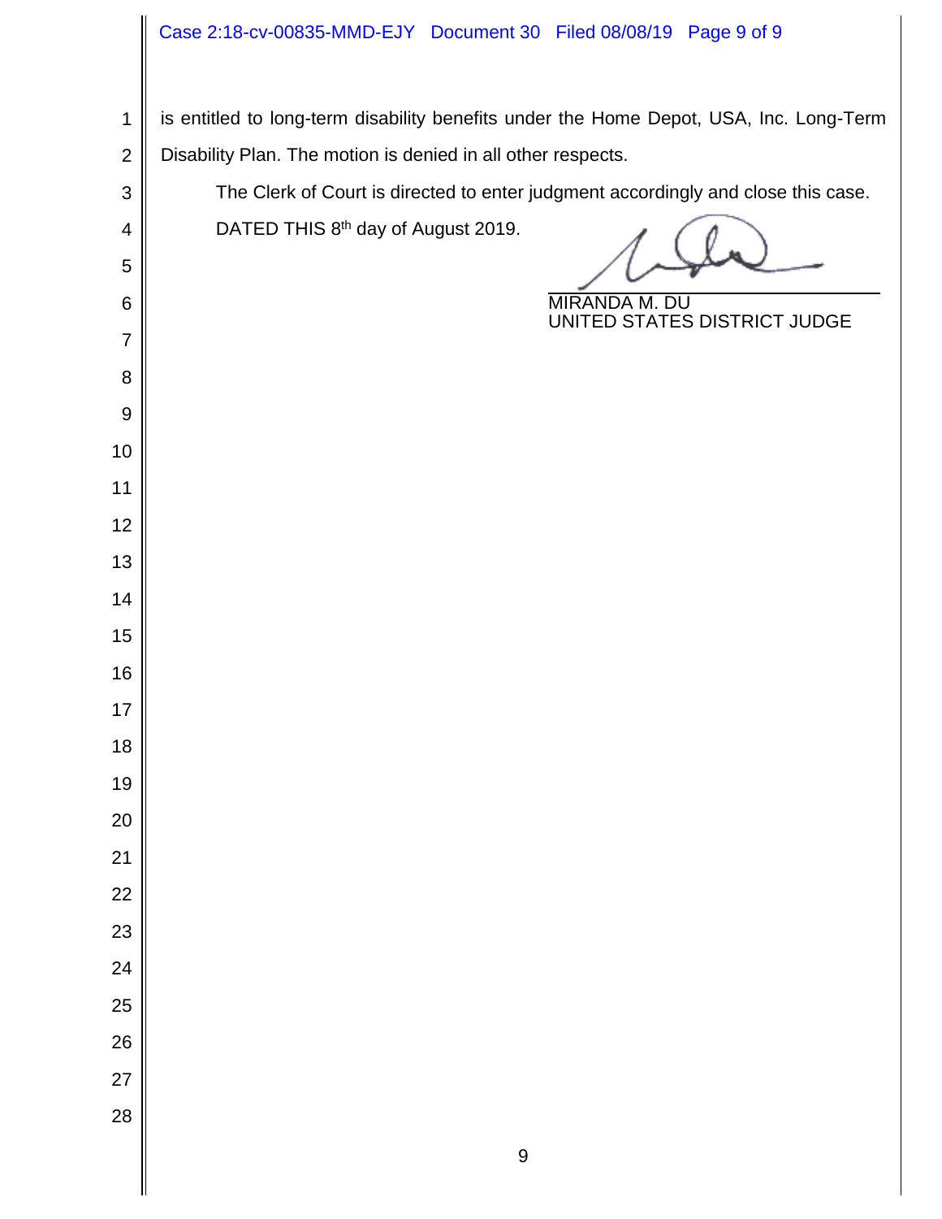is entitled to long-term disability benefits under the Home Depot, USA, Inc. Long-Term Disability Plan. The motion is denied in all other respects.

The Clerk of Court is directed to enter judgment accordingly and close this case.

DATED THIS 8th day of August 2019.

MIRANDA M. DU
UNITED STATES DISTRICT JUDGE